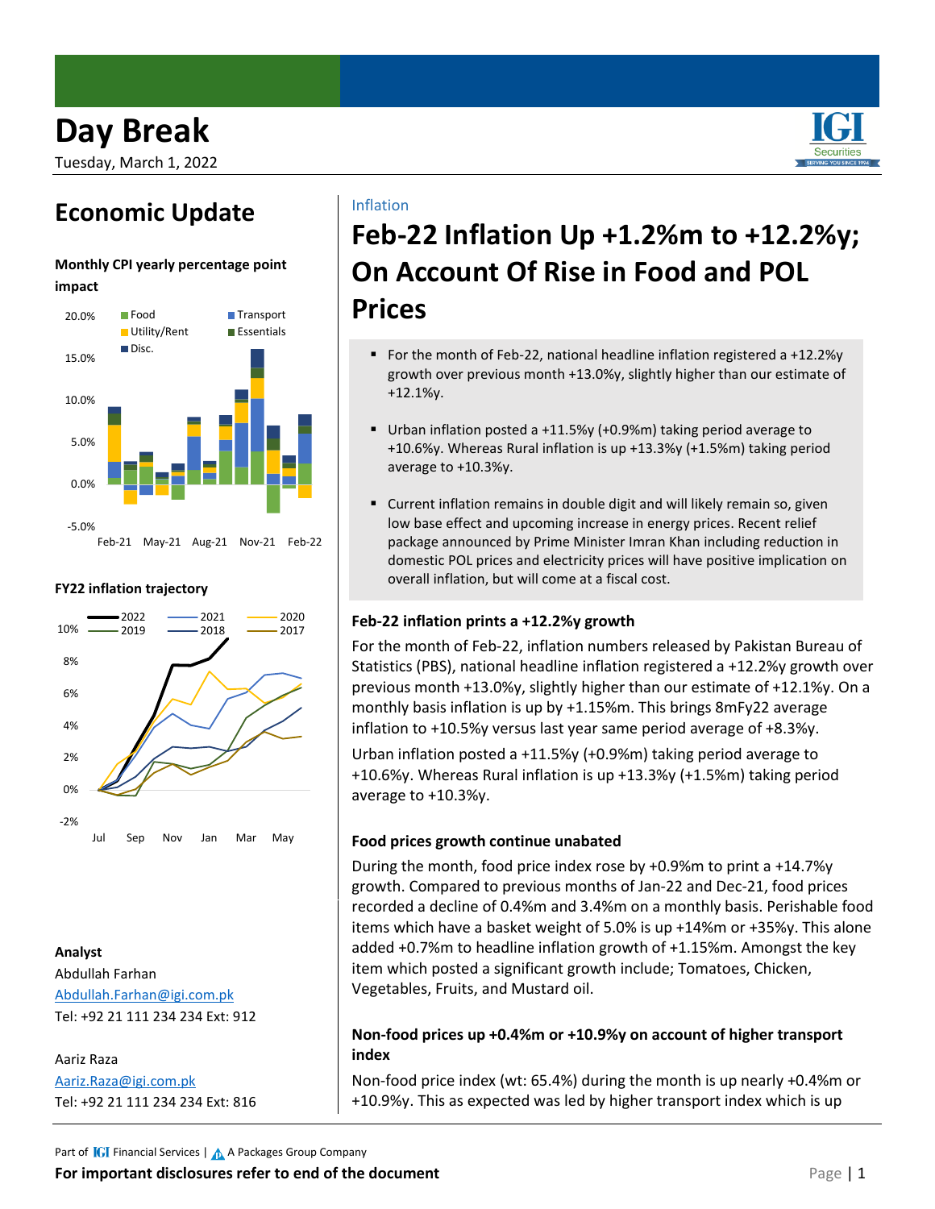# Day Break

Tuesday, March 1, 2022

## Economic Update

**Monthly CPI yearly percentage point impact**

**FY22 inflation trajectory**

**Analyst**

Abdullah Farhan
Abdullah.Farhan@igi.com.pk
Tel: +92 21 111 234 234 Ext: 912

Aariz Raza
Aariz.Raza@igi.com.pk
Tel: +92 21 111 234 234 Ext: 816

Inflation

# Feb-22 Inflation Up +1.2%m to +12.2%y; On Account Of Rise in Food and POL Prices

- For the month of Feb-22, national headline inflation registered a +12.2%y growth over previous month +13.0%y, slightly higher than our estimate of +12.1%y.
- Urban inflation posted a +11.5%y (+0.9%m) taking period average to +10.6%y. Whereas Rural inflation is up +13.3%y (+1.5%m) taking period average to +10.3%y.
- Current inflation remains in double digit and will likely remain so, given low base effect and upcoming increase in energy prices. Recent relief package announced by Prime Minister Imran Khan including reduction in domestic POL prices and electricity prices will have positive implication on overall inflation, but will come at a fiscal cost.

### Feb-22 inflation prints a +12.2%y growth

For the month of Feb-22, inflation numbers released by Pakistan Bureau of Statistics (PBS), national headline inflation registered a +12.2%y growth over previous month +13.0%y, slightly higher than our estimate of +12.1%y. On a monthly basis inflation is up by +1.15%m. This brings 8mFy22 average inflation to +10.5%y versus last year same period average of +8.3%y.

Urban inflation posted a +11.5%y (+0.9%m) taking period average to +10.6%y. Whereas Rural inflation is up +13.3%y (+1.5%m) taking period average to +10.3%y.

### Food prices growth continue unabated

During the month, food price index rose by +0.9%m to print a +14.7%y growth. Compared to previous months of Jan-22 and Dec-21, food prices recorded a decline of 0.4%m and 3.4%m on a monthly basis. Perishable food items which have a basket weight of 5.0% is up +14%m or +35%y. This alone added +0.7%m to headline inflation growth of +1.15%m. Amongst the key item which posted a significant growth include; Tomatoes, Chicken, Vegetables, Fruits, and Mustard oil.

### Non-food prices up +0.4%m or +10.9%y on account of higher transport index

Non-food price index (wt: 65.4%) during the month is up nearly +0.4%m or +10.9%y. This as expected was led by higher transport index which is up

Part of IGI Financial Services | A Packages Group Company

**For important disclosures refer to end of the document**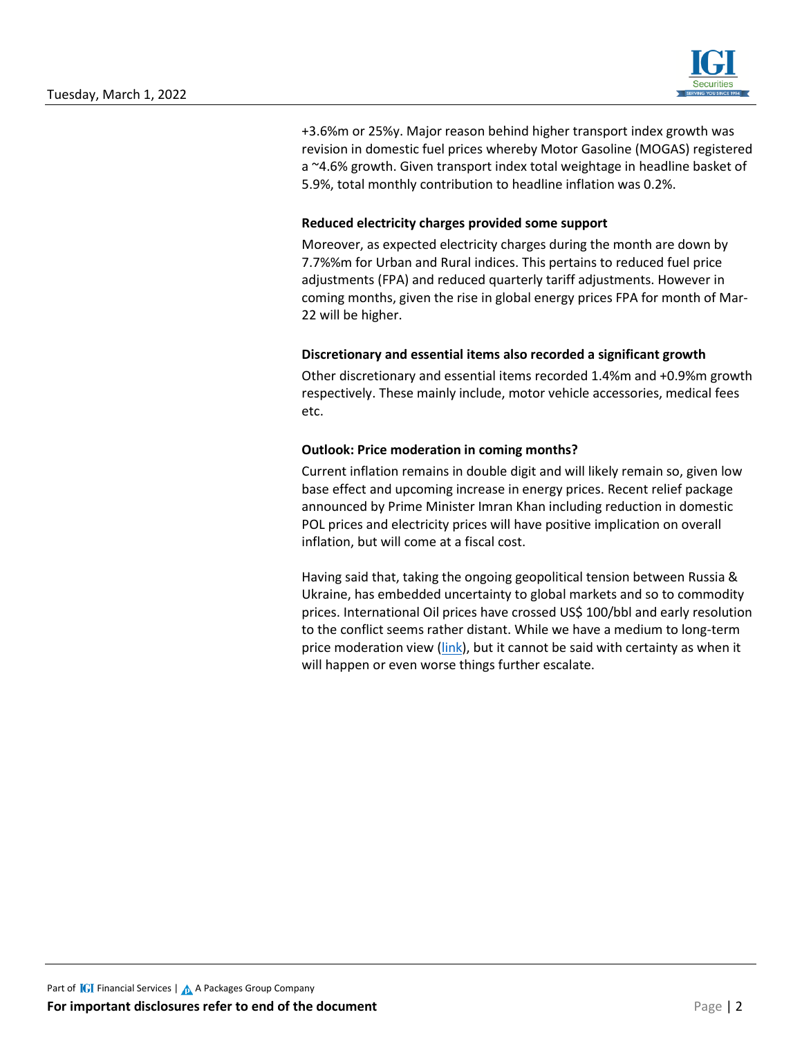+3.6%m or 25%y. Major reason behind higher transport index growth was revision in domestic fuel prices whereby Motor Gasoline (MOGAS) registered a ~4.6% growth. Given transport index total weightage in headline basket of 5.9%, total monthly contribution to headline inflation was 0.2%.

**Reduced electricity charges provided some support**

Moreover, as expected electricity charges during the month are down by 7.7%%m for Urban and Rural indices. This pertains to reduced fuel price adjustments (FPA) and reduced quarterly tariff adjustments. However in coming months, given the rise in global energy prices FPA for month of Mar-22 will be higher.

**Discretionary and essential items also recorded a significant growth**

Other discretionary and essential items recorded 1.4%m and +0.9%m growth respectively. These mainly include, motor vehicle accessories, medical fees etc.

**Outlook: Price moderation in coming months?**

Current inflation remains in double digit and will likely remain so, given low base effect and upcoming increase in energy prices. Recent relief package announced by Prime Minister Imran Khan including reduction in domestic POL prices and electricity prices will have positive implication on overall inflation, but will come at a fiscal cost.

Having said that, taking the ongoing geopolitical tension between Russia & Ukraine, has embedded uncertainty to global markets and so to commodity prices. International Oil prices have crossed US$ 100/bbl and early resolution to the conflict seems rather distant. While we have a medium to long-term price moderation view (link), but it cannot be said with certainty as when it will happen or even worse things further escalate.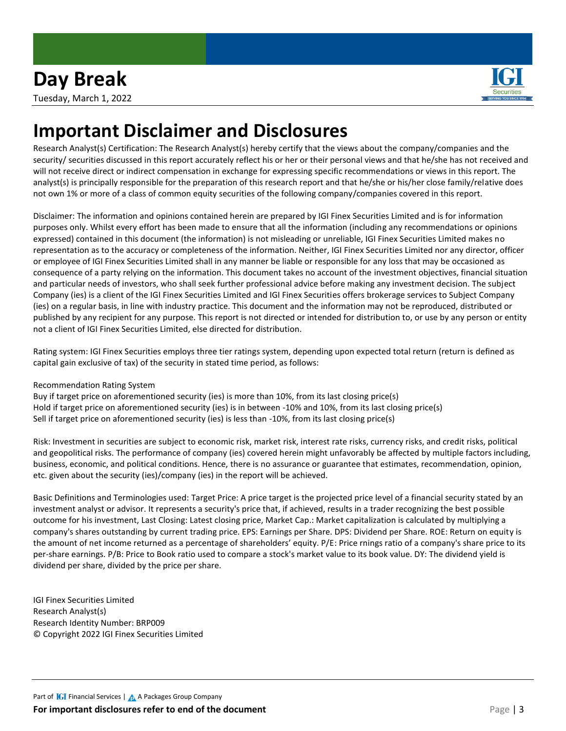# Important Disclaimer and Disclosures

Research Analyst(s) Certification: The Research Analyst(s) hereby certify that the views about the company/companies and the security/ securities discussed in this report accurately reflect his or her or their personal views and that he/she has not received and will not receive direct or indirect compensation in exchange for expressing specific recommendations or views in this report. The analyst(s) is principally responsible for the preparation of this research report and that he/she or his/her close family/relative does not own 1% or more of a class of common equity securities of the following company/companies covered in this report.

Disclaimer: The information and opinions contained herein are prepared by IGI Finex Securities Limited and is for information purposes only. Whilst every effort has been made to ensure that all the information (including any recommendations or opinions expressed) contained in this document (the information) is not misleading or unreliable, IGI Finex Securities Limited makes no representation as to the accuracy or completeness of the information. Neither, IGI Finex Securities Limited nor any director, officer or employee of IGI Finex Securities Limited shall in any manner be liable or responsible for any loss that may be occasioned as consequence of a party relying on the information. This document takes no account of the investment objectives, financial situation and particular needs of investors, who shall seek further professional advice before making any investment decision. The subject Company (ies) is a client of the IGI Finex Securities Limited and IGI Finex Securities offers brokerage services to Subject Company (ies) on a regular basis, in line with industry practice. This document and the information may not be reproduced, distributed or published by any recipient for any purpose. This report is not directed or intended for distribution to, or use by any person or entity not a client of IGI Finex Securities Limited, else directed for distribution.

Rating system: IGI Finex Securities employs three tier ratings system, depending upon expected total return (return is defined as capital gain exclusive of tax) of the security in stated time period, as follows:

Recommendation Rating System
Buy if target price on aforementioned security (ies) is more than 10%, from its last closing price(s)
Hold if target price on aforementioned security (ies) is in between -10% and 10%, from its last closing price(s)
Sell if target price on aforementioned security (ies) is less than -10%, from its last closing price(s)

Risk: Investment in securities are subject to economic risk, market risk, interest rate risks, currency risks, and credit risks, political and geopolitical risks. The performance of company (ies) covered herein might unfavorably be affected by multiple factors including, business, economic, and political conditions. Hence, there is no assurance or guarantee that estimates, recommendation, opinion, etc. given about the security (ies)/company (ies) in the report will be achieved.

Basic Definitions and Terminologies used: Target Price: A price target is the projected price level of a financial security stated by an investment analyst or advisor. It represents a security's price that, if achieved, results in a trader recognizing the best possible outcome for his investment, Last Closing: Latest closing price, Market Cap.: Market capitalization is calculated by multiplying a company's shares outstanding by current trading price. EPS: Earnings per Share. DPS: Dividend per Share. ROE: Return on equity is the amount of net income returned as a percentage of shareholders' equity. P/E: Price rnings ratio of a company's share price to its per-share earnings. P/B: Price to Book ratio used to compare a stock's market value to its book value. DY: The dividend yield is dividend per share, divided by the price per share.

IGI Finex Securities Limited
Research Analyst(s)
Research Identity Number: BRP009
© Copyright 2022 IGI Finex Securities Limited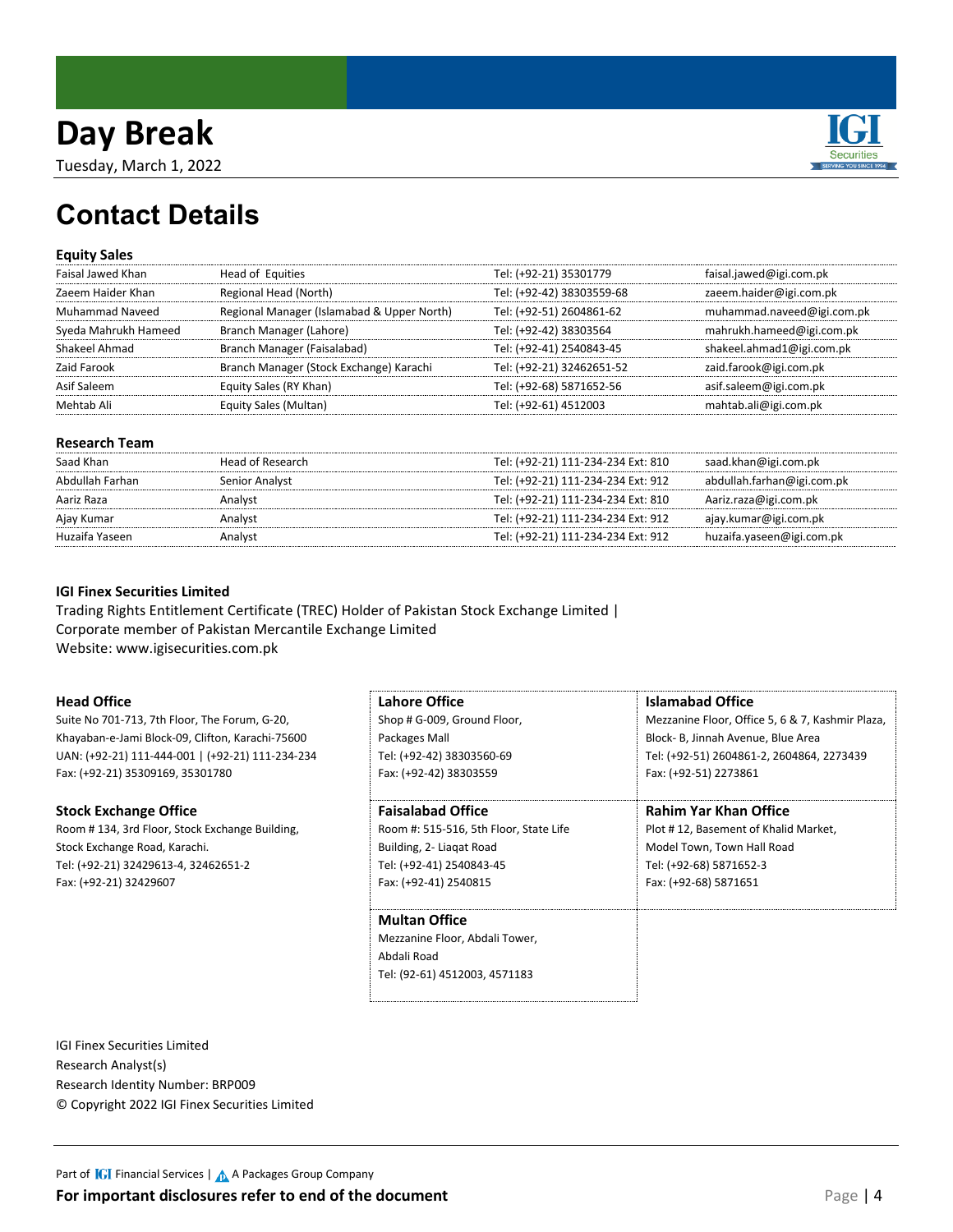# Contact Details

### Equity Sales

| | | | |
|---|---|---|---|
| Faisal Jawed Khan | Head of Equities | Tel: (+92-21) 35301779 | faisal.jawed@igi.com.pk |
| Zaeem Haider Khan | Regional Head (North) | Tel: (+92-42) 38303559-68 | zaeem.haider@igi.com.pk |
| Muhammad Naveed | Regional Manager (Islamabad & Upper North) | Tel: (+92-51) 2604861-62 | muhammad.naveed@igi.com.pk |
| Syeda Mahrukh Hameed | Branch Manager (Lahore) | Tel: (+92-42) 38303564 | mahrukh.hameed@igi.com.pk |
| Shakeel Ahmad | Branch Manager (Faisalabad) | Tel: (+92-41) 2540843-45 | shakeel.ahmad1@igi.com.pk |
| Zaid Farook | Branch Manager (Stock Exchange) Karachi | Tel: (+92-21) 32462651-52 | zaid.farook@igi.com.pk |
| Asif Saleem | Equity Sales (RY Khan) | Tel: (+92-68) 5871652-56 | asif.saleem@igi.com.pk |
| Mehtab Ali | Equity Sales (Multan) | Tel: (+92-61) 4512003 | mahtab.ali@igi.com.pk |

### Research Team

| | | | |
|---|---|---|---|
| Saad Khan | Head of Research | Tel: (+92-21) 111-234-234 Ext: 810 | saad.khan@igi.com.pk |
| Abdullah Farhan | Senior Analyst | Tel: (+92-21) 111-234-234 Ext: 912 | abdullah.farhan@igi.com.pk |
| Aariz Raza | Analyst | Tel: (+92-21) 111-234-234 Ext: 810 | Aariz.raza@igi.com.pk |
| Ajay Kumar | Analyst | Tel: (+92-21) 111-234-234 Ext: 912 | ajay.kumar@igi.com.pk |
| Huzaifa Yaseen | Analyst | Tel: (+92-21) 111-234-234 Ext: 912 | huzaifa.yaseen@igi.com.pk |

**IGI Finex Securities Limited**

Trading Rights Entitlement Certificate (TREC) Holder of Pakistan Stock Exchange Limited |
Corporate member of Pakistan Mercantile Exchange Limited
Website: www.igisecurities.com.pk

**Head Office**
Suite No 701-713, 7th Floor, The Forum, G-20,
Khayaban-e-Jami Block-09, Clifton, Karachi-75600
UAN: (+92-21) 111-444-001 | (+92-21) 111-234-234
Fax: (+92-21) 35309169, 35301780

**Stock Exchange Office**
Room # 134, 3rd Floor, Stock Exchange Building,
Stock Exchange Road, Karachi.
Tel: (+92-21) 32429613-4, 32462651-2
Fax: (+92-21) 32429607

**Lahore Office**
Shop # G-009, Ground Floor,
Packages Mall
Tel: (+92-42) 38303560-69
Fax: (+92-42) 38303559

**Faisalabad Office**
Room #: 515-516, 5th Floor, State Life
Building, 2- Liaqat Road
Tel: (+92-41) 2540843-45
Fax: (+92-41) 2540815

**Multan Office**
Mezzanine Floor, Abdali Tower,
Abdali Road
Tel: (92-61) 4512003, 4571183

**Islamabad Office**
Mezzanine Floor, Office 5, 6 & 7, Kashmir Plaza,
Block- B, Jinnah Avenue, Blue Area
Tel: (+92-51) 2604861-2, 2604864, 2273439
Fax: (+92-51) 2273861

**Rahim Yar Khan Office**
Plot # 12, Basement of Khalid Market,
Model Town, Town Hall Road
Tel: (+92-68) 5871652-3
Fax: (+92-68) 5871651

IGI Finex Securities Limited
Research Analyst(s)
Research Identity Number: BRP009
© Copyright 2022 IGI Finex Securities Limited